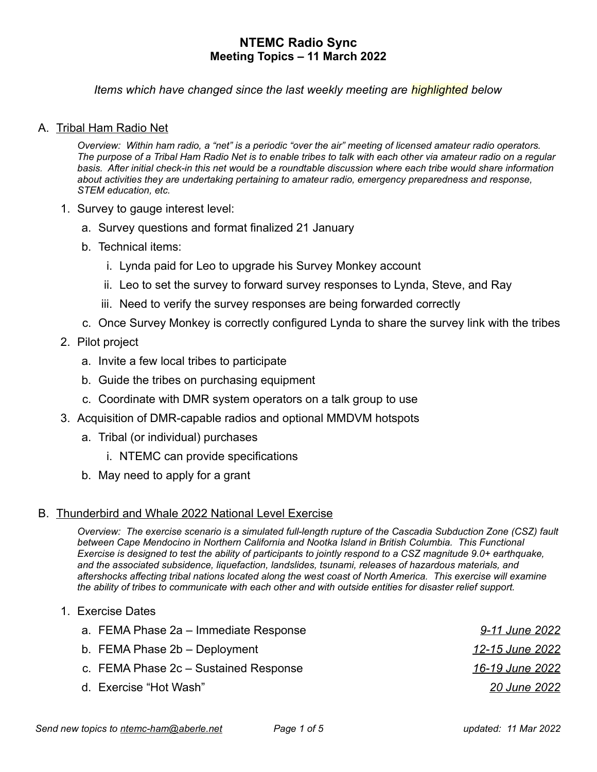# NTEMC Radio Sync
## Meeting Topics – 11 March 2022

*Items which have changed since the last weekly meeting are highlighted below*

A. <u>Tribal Ham Radio Net</u>

*Overview: Within ham radio, a "net" is a periodic "over the air" meeting of licensed amateur radio operators. The purpose of a Tribal Ham Radio Net is to enable tribes to talk with each other via amateur radio on a regular basis. After initial check-in this net would be a roundtable discussion where each tribe would share information about activities they are undertaking pertaining to amateur radio, emergency preparedness and response, STEM education, etc.*

1. Survey to gauge interest level:
   a. Survey questions and format finalized 21 January
   b. Technical items:
      i. Lynda paid for Leo to upgrade his Survey Monkey account
      ii. Leo to set the survey to forward survey responses to Lynda, Steve, and Ray
      iii. Need to verify the survey responses are being forwarded correctly
   c. Once Survey Monkey is correctly configured Lynda to share the survey link with the tribes
2. Pilot project
   a. Invite a few local tribes to participate
   b. Guide the tribes on purchasing equipment
   c. Coordinate with DMR system operators on a talk group to use
3. Acquisition of DMR-capable radios and optional MMDVM hotspots
   a. Tribal (or individual) purchases
      i. NTEMC can provide specifications
   b. May need to apply for a grant

B. <u>Thunderbird and Whale 2022 National Level Exercise</u>

*Overview: The exercise scenario is a simulated full-length rupture of the Cascadia Subduction Zone (CSZ) fault between Cape Mendocino in Northern California and Nootka Island in British Columbia. This Functional Exercise is designed to test the ability of participants to jointly respond to a CSZ magnitude 9.0+ earthquake, and the associated subsidence, liquefaction, landslides, tsunami, releases of hazardous materials, and aftershocks affecting tribal nations located along the west coast of North America. This exercise will examine the ability of tribes to communicate with each other and with outside entities for disaster relief support.*

1. Exercise Dates
   a. FEMA Phase 2a – Immediate Response — *<u>9-11 June 2022</u>*
   b. FEMA Phase 2b – Deployment — *<u>12-15 June 2022</u>*
   c. FEMA Phase 2c – Sustained Response — *<u>16-19 June 2022</u>*
   d. Exercise "Hot Wash" — *<u>20 June 2022</u>*

*Send new topics to ntemc-ham@aberle.net*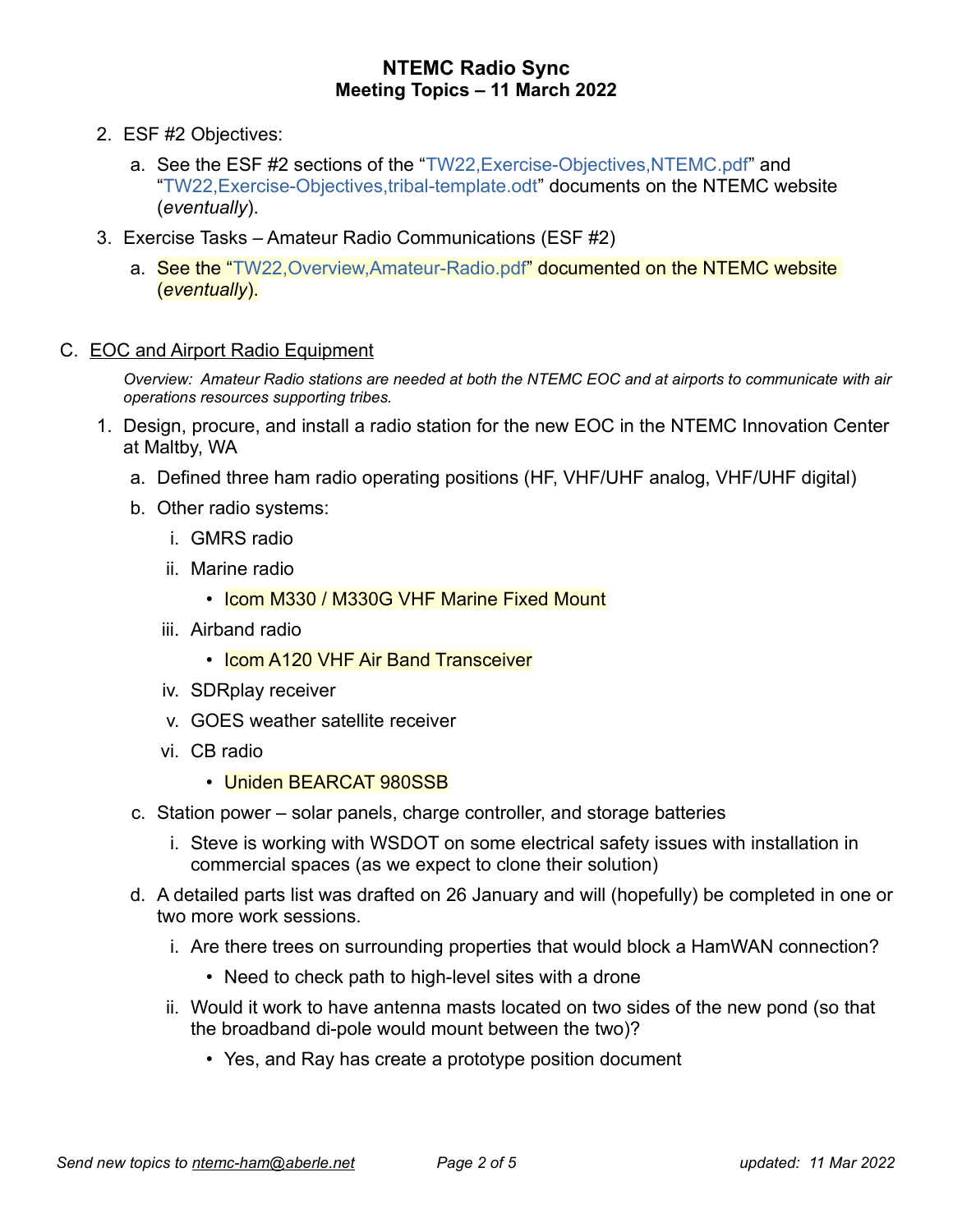**NTEMC Radio Sync**
**Meeting Topics – 11 March 2022**

2. ESF #2 Objectives:
   a. See the ESF #2 sections of the "TW22,Exercise-Objectives,NTEMC.pdf" and "TW22,Exercise-Objectives,tribal-template.odt" documents on the NTEMC website (*eventually*).
3. Exercise Tasks – Amateur Radio Communications (ESF #2)
   a. See the "TW22,Overview,Amateur-Radio.pdf" documented on the NTEMC website (*eventually*).

C. EOC and Airport Radio Equipment

*Overview: Amateur Radio stations are needed at both the NTEMC EOC and at airports to communicate with air operations resources supporting tribes.*

1. Design, procure, and install a radio station for the new EOC in the NTEMC Innovation Center at Maltby, WA
   a. Defined three ham radio operating positions (HF, VHF/UHF analog, VHF/UHF digital)
   b. Other radio systems:
      i. GMRS radio
      ii. Marine radio
         - Icom M330 / M330G VHF Marine Fixed Mount
      iii. Airband radio
         - Icom A120 VHF Air Band Transceiver
      iv. SDRplay receiver
      v. GOES weather satellite receiver
      vi. CB radio
         - Uniden BEARCAT 980SSB
   c. Station power – solar panels, charge controller, and storage batteries
      i. Steve is working with WSDOT on some electrical safety issues with installation in commercial spaces (as we expect to clone their solution)
   d. A detailed parts list was drafted on 26 January and will (hopefully) be completed in one or two more work sessions.
      i. Are there trees on surrounding properties that would block a HamWAN connection?
         - Need to check path to high-level sites with a drone
      ii. Would it work to have antenna masts located on two sides of the new pond (so that the broadband di-pole would mount between the two)?
         - Yes, and Ray has create a prototype position document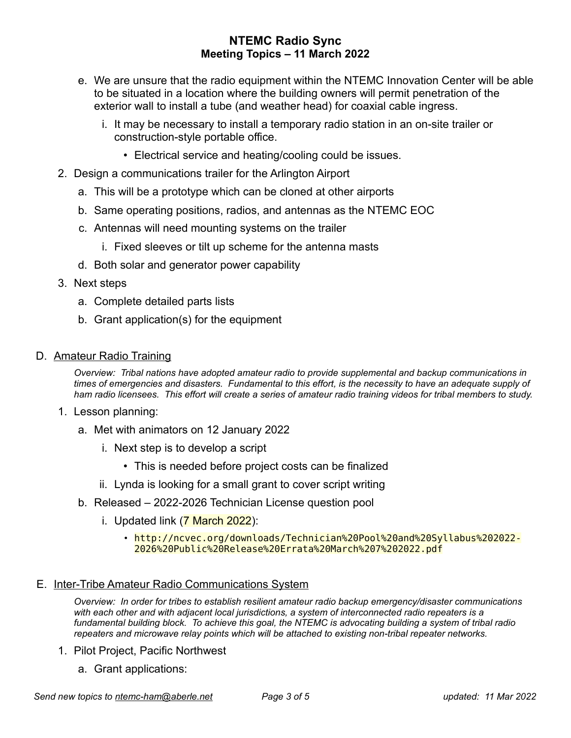e. We are unsure that the radio equipment within the NTEMC Innovation Center will be able to be situated in a location where the building owners will permit penetration of the exterior wall to install a tube (and weather head) for coaxial cable ingress.
      i. It may be necessary to install a temporary radio station in an on-site trailer or construction-style portable office.
         - Electrical service and heating/cooling could be issues.

2. Design a communications trailer for the Arlington Airport
   a. This will be a prototype which can be cloned at other airports
   b. Same operating positions, radios, and antennas as the NTEMC EOC
   c. Antennas will need mounting systems on the trailer
      i. Fixed sleeves or tilt up scheme for the antenna masts
   d. Both solar and generator power capability

3. Next steps
   a. Complete detailed parts lists
   b. Grant application(s) for the equipment

## D. Amateur Radio Training

*Overview: Tribal nations have adopted amateur radio to provide supplemental and backup communications in times of emergencies and disasters. Fundamental to this effort, is the necessity to have an adequate supply of ham radio licensees. This effort will create a series of amateur radio training videos for tribal members to study.*

1. Lesson planning:
   a. Met with animators on 12 January 2022
      i. Next step is to develop a script
         - This is needed before project costs can be finalized
      ii. Lynda is looking for a small grant to cover script writing
   b. Released – 2022-2026 Technician License question pool
      i. Updated link (7 March 2022):
         - `http://ncvec.org/downloads/Technician%20Pool%20and%20Syllabus%202022-2026%20Public%20Release%20Errata%20March%207%202022.pdf`

## E. Inter-Tribe Amateur Radio Communications System

*Overview: In order for tribes to establish resilient amateur radio backup emergency/disaster communications with each other and with adjacent local jurisdictions, a system of interconnected radio repeaters is a fundamental building block. To achieve this goal, the NTEMC is advocating building a system of tribal radio repeaters and microwave relay points which will be attached to existing non-tribal repeater networks.*

1. Pilot Project, Pacific Northwest
   a. Grant applications: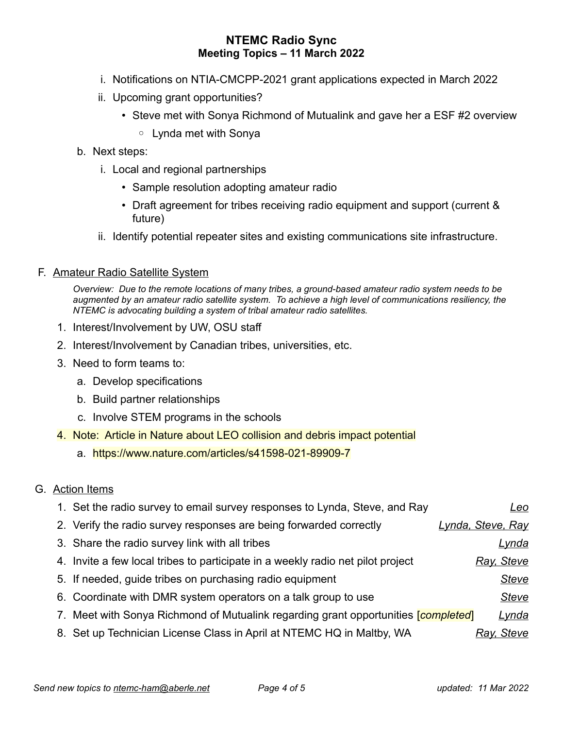i. Notifications on NTIA-CMCPP-2021 grant applications expected in March 2022

ii. Upcoming grant opportunities?

- Steve met with Sonya Richmond of Mutualink and gave her a ESF #2 overview
    - Lynda met with Sonya

b. Next steps:

i. Local and regional partnerships

- Sample resolution adopting amateur radio
- Draft agreement for tribes receiving radio equipment and support (current & future)

ii. Identify potential repeater sites and existing communications site infrastructure.

F. <u>Amateur Radio Satellite System</u>

*Overview: Due to the remote locations of many tribes, a ground-based amateur radio system needs to be augmented by an amateur radio satellite system. To achieve a high level of communications resiliency, the NTEMC is advocating building a system of tribal amateur radio satellites.*

1. Interest/Involvement by UW, OSU staff
2. Interest/Involvement by Canadian tribes, universities, etc.
3. Need to form teams to:
    a. Develop specifications
    b. Build partner relationships
    c. Involve STEM programs in the schools
4. Note: Article in Nature about LEO collision and debris impact potential
    a. https://www.nature.com/articles/s41598-021-89909-7

G. <u>Action Items</u>

1. Set the radio survey to email survey responses to Lynda, Steve, and Ray — *<u>Leo</u>*
2. Verify the radio survey responses are being forwarded correctly — *<u>Lynda, Steve, Ray</u>*
3. Share the radio survey link with all tribes — *<u>Lynda</u>*
4. Invite a few local tribes to participate in a weekly radio net pilot project — *<u>Ray, Steve</u>*
5. If needed, guide tribes on purchasing radio equipment — *<u>Steve</u>*
6. Coordinate with DMR system operators on a talk group to use — *<u>Steve</u>*
7. Meet with Sonya Richmond of Mutualink regarding grant opportunities [*completed*] — *<u>Lynda</u>*
8. Set up Technician License Class in April at NTEMC HQ in Maltby, WA — *<u>Ray, Steve</u>*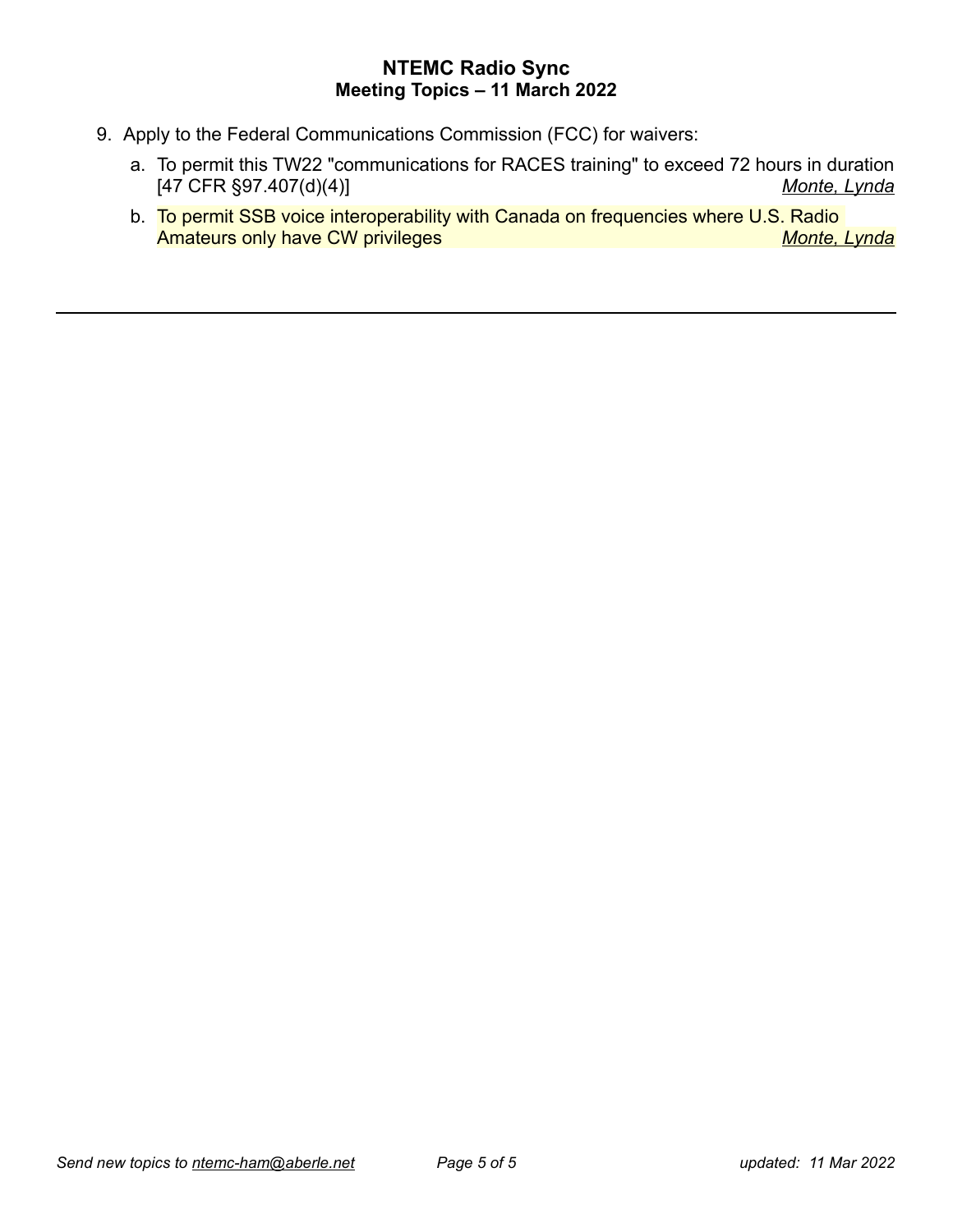9. Apply to the Federal Communications Commission (FCC) for waivers:

   a. To permit this TW22 "communications for RACES training" to exceed 72 hours in duration [47 CFR §97.407(d)(4)] *Monte, Lynda*

   b. To permit SSB voice interoperability with Canada on frequencies where U.S. Radio Amateurs only have CW privileges *Monte, Lynda*

---